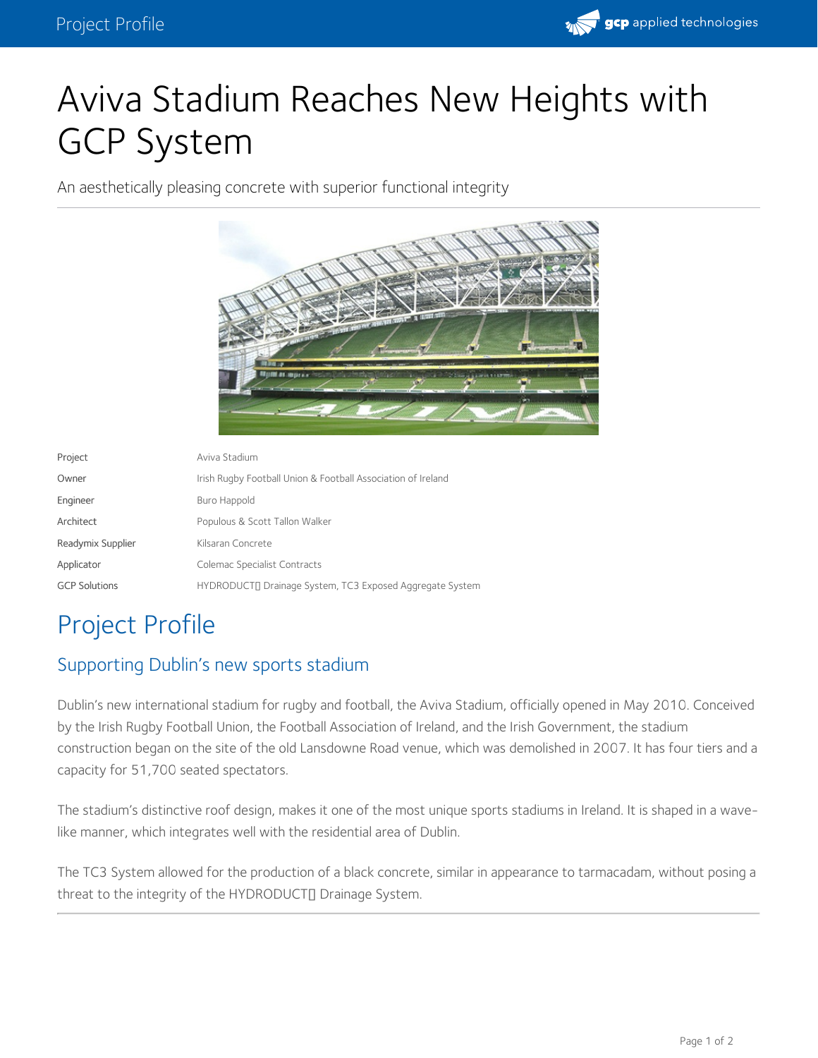# Aviva Stadium Reaches New Heights with GCP System

An aesthetically pleasing concrete with superior functional integrity

| | |
|---|---|
| Project | Aviva Stadium |
| Owner | Irish Rugby Football Union & Football Association of Ireland |
| Engineer | Buro Happold |
| Architect | Populous & Scott Tallon Walker |
| Readymix Supplier | Kilsaran Concrete |
| Applicator | Colemac Specialist Contracts |
| GCP Solutions | HYDRODUCT Drainage System, TC3 Exposed Aggregate System |

## Project Profile

### Supporting Dublin's new sports stadium

Dublin's new international stadium for rugby and football, the Aviva Stadium, officially opened in May 2010. Conceived by the Irish Rugby Football Union, the Football Association of Ireland, and the Irish Government, the stadium construction began on the site of the old Lansdowne Road venue, which was demolished in 2007. It has four tiers and a capacity for 51,700 seated spectators.

The stadium's distinctive roof design, makes it one of the most unique sports stadiums in Ireland. It is shaped in a wave-like manner, which integrates well with the residential area of Dublin.

The TC3 System allowed for the production of a black concrete, similar in appearance to tarmacadam, without posing a threat to the integrity of the HYDRODUCT Drainage System.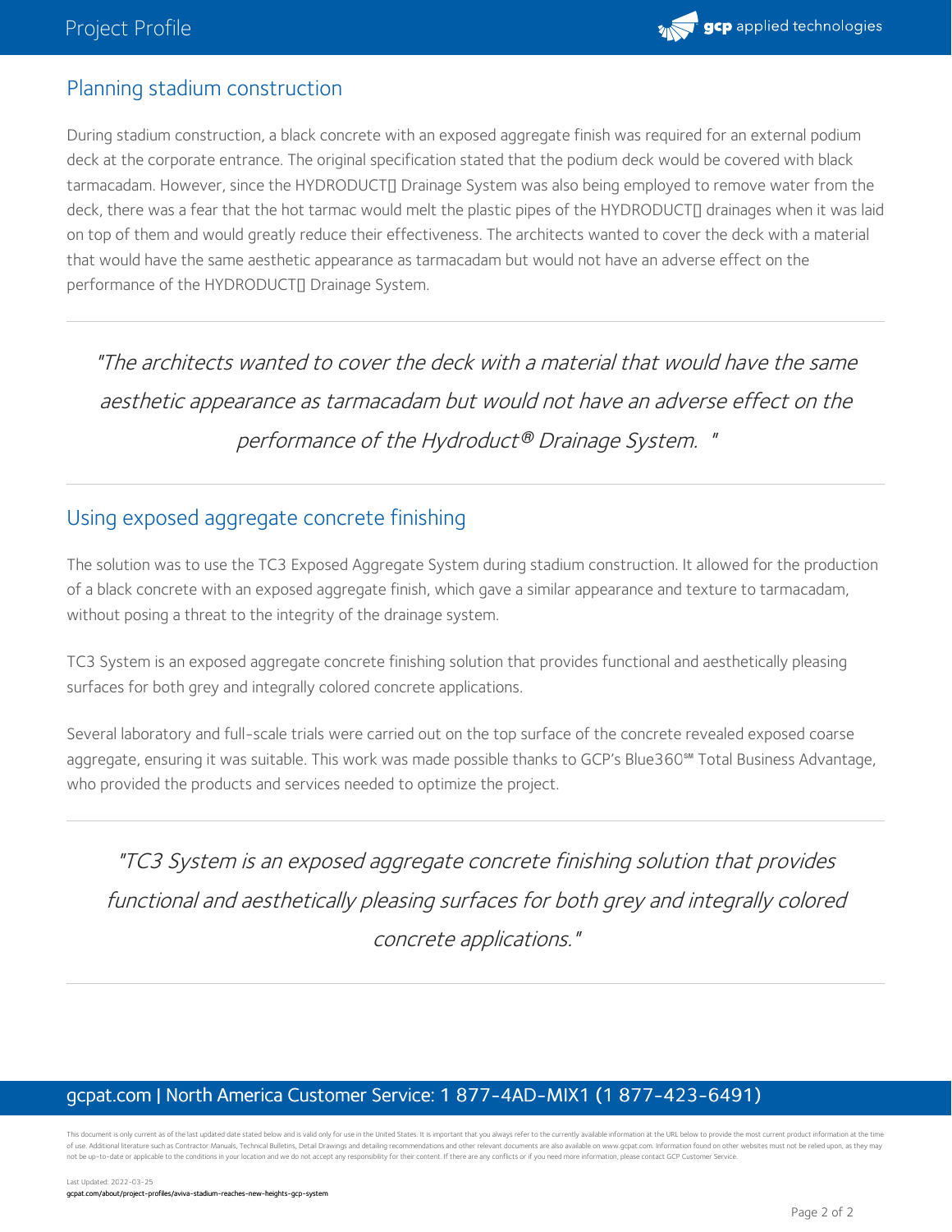## Planning stadium construction

During stadium construction, a black concrete with an exposed aggregate finish was required for an external podium deck at the corporate entrance. The original specification stated that the podium deck would be covered with black tarmacadam. However, since the HYDRODUCT Drainage System was also being employed to remove water from the deck, there was a fear that the hot tarmac would melt the plastic pipes of the HYDRODUCT drainages when it was laid on top of them and would greatly reduce their effectiveness. The architects wanted to cover the deck with a material that would have the same aesthetic appearance as tarmacadam but would not have an adverse effect on the performance of the HYDRODUCT Drainage System.

> *"The architects wanted to cover the deck with a material that would have the same aesthetic appearance as tarmacadam but would not have an adverse effect on the performance of the Hydroduct® Drainage System. "*

## Using exposed aggregate concrete finishing

The solution was to use the TC3 Exposed Aggregate System during stadium construction. It allowed for the production of a black concrete with an exposed aggregate finish, which gave a similar appearance and texture to tarmacadam, without posing a threat to the integrity of the drainage system.

TC3 System is an exposed aggregate concrete finishing solution that provides functional and aesthetically pleasing surfaces for both grey and integrally colored concrete applications.

Several laboratory and full-scale trials were carried out on the top surface of the concrete revealed exposed coarse aggregate, ensuring it was suitable. This work was made possible thanks to GCP's Blue360℠ Total Business Advantage, who provided the products and services needed to optimize the project.

> *"TC3 System is an exposed aggregate concrete finishing solution that provides functional and aesthetically pleasing surfaces for both grey and integrally colored concrete applications."*

gcpat.com | North America Customer Service: 1 877-4AD-MIX1 (1 877-423-6491)

This document is only current as of the last updated date stated below and is valid only for use in the United States. It is important that you always refer to the currently available information at the URL below to provide the most current product information at the time of use. Additional literature such as Contractor Manuals, Technical Bulletins, Detail Drawings and detailing recommendations and other relevant documents are also available on www.gcpat.com. Information found on other websites must not be relied upon, as they may not be up-to-date or applicable to the conditions in your location and we do not accept any responsibility for their content. If there are any conflicts or if you need more information, please contact GCP Customer Service.

Last Updated: 2022-03-25
gcpat.com/about/project-profiles/aviva-stadium-reaches-new-heights-gcp-system